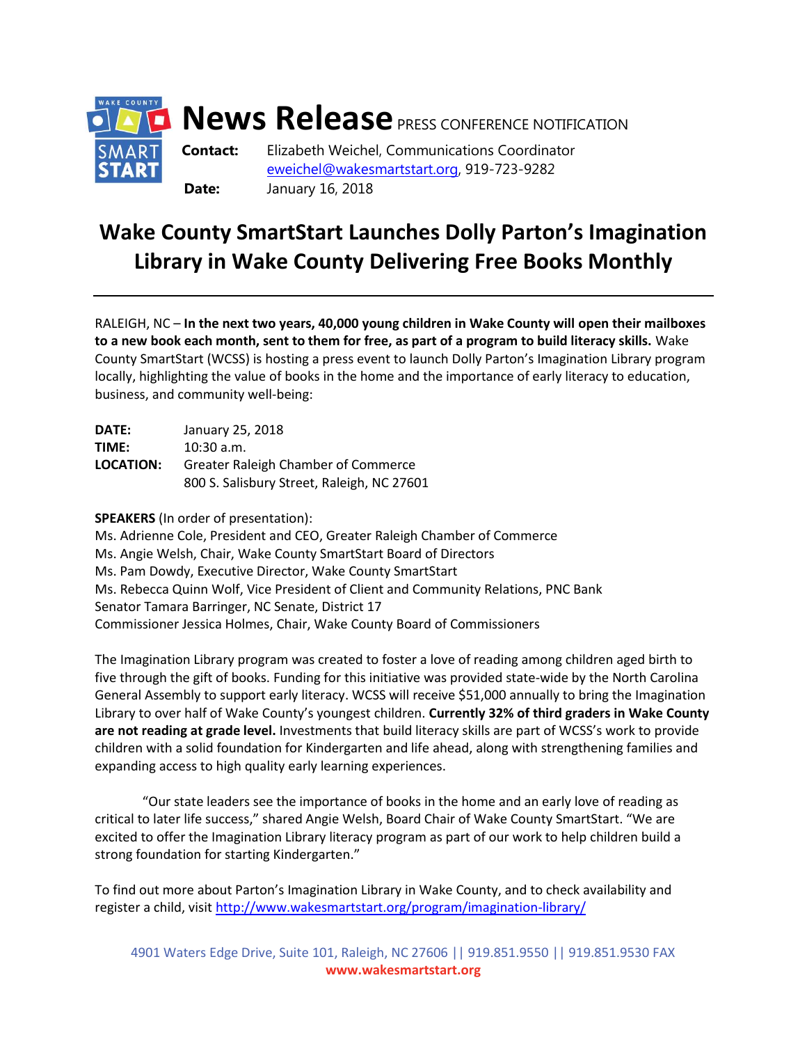**News Release** PRESS CONFERENCE NOTIFICATION

**Contact:** Elizabeth Weichel, Communications Coordinator
eweichel@wakesmartstart.org, 919-723-9282

**Date:** January 16, 2018

# Wake County SmartStart Launches Dolly Parton's Imagination Library in Wake County Delivering Free Books Monthly

---

RALEIGH, NC – **In the next two years, 40,000 young children in Wake County will open their mailboxes to a new book each month, sent to them for free, as part of a program to build literacy skills.** Wake County SmartStart (WCSS) is hosting a press event to launch Dolly Parton's Imagination Library program locally, highlighting the value of books in the home and the importance of early literacy to education, business, and community well-being:

**DATE:** January 25, 2018
**TIME:** 10:30 a.m.
**LOCATION:** Greater Raleigh Chamber of Commerce
800 S. Salisbury Street, Raleigh, NC 27601

**SPEAKERS** (In order of presentation):
Ms. Adrienne Cole, President and CEO, Greater Raleigh Chamber of Commerce
Ms. Angie Welsh, Chair, Wake County SmartStart Board of Directors
Ms. Pam Dowdy, Executive Director, Wake County SmartStart
Ms. Rebecca Quinn Wolf, Vice President of Client and Community Relations, PNC Bank
Senator Tamara Barringer, NC Senate, District 17
Commissioner Jessica Holmes, Chair, Wake County Board of Commissioners

The Imagination Library program was created to foster a love of reading among children aged birth to five through the gift of books. Funding for this initiative was provided state-wide by the North Carolina General Assembly to support early literacy. WCSS will receive $51,000 annually to bring the Imagination Library to over half of Wake County's youngest children. **Currently 32% of third graders in Wake County are not reading at grade level.** Investments that build literacy skills are part of WCSS's work to provide children with a solid foundation for Kindergarten and life ahead, along with strengthening families and expanding access to high quality early learning experiences.

"Our state leaders see the importance of books in the home and an early love of reading as critical to later life success," shared Angie Welsh, Board Chair of Wake County SmartStart. "We are excited to offer the Imagination Library literacy program as part of our work to help children build a strong foundation for starting Kindergarten."

To find out more about Parton's Imagination Library in Wake County, and to check availability and register a child, visit http://www.wakesmartstart.org/program/imagination-library/

4901 Waters Edge Drive, Suite 101, Raleigh, NC 27606 || 919.851.9550 || 919.851.9530 FAX
**www.wakesmartstart.org**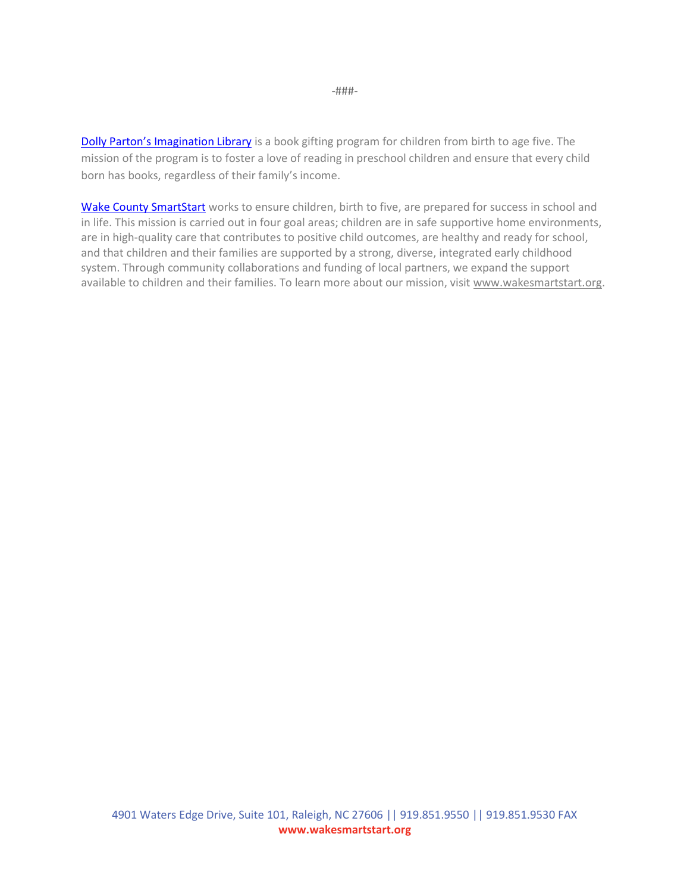-###-

[Dolly Parton's Imagination Library] is a book gifting program for children from birth to age five. The mission of the program is to foster a love of reading in preschool children and ensure that every child born has books, regardless of their family's income.

[Wake County SmartStart] works to ensure children, birth to five, are prepared for success in school and in life. This mission is carried out in four goal areas; children are in safe supportive home environments, are in high-quality care that contributes to positive child outcomes, are healthy and ready for school, and that children and their families are supported by a strong, diverse, integrated early childhood system. Through community collaborations and funding of local partners, we expand the support available to children and their families. To learn more about our mission, visit www.wakesmartstart.org.

4901 Waters Edge Drive, Suite 101, Raleigh, NC 27606 || 919.851.9550 || 919.851.9530 FAX
**www.wakesmartstart.org**